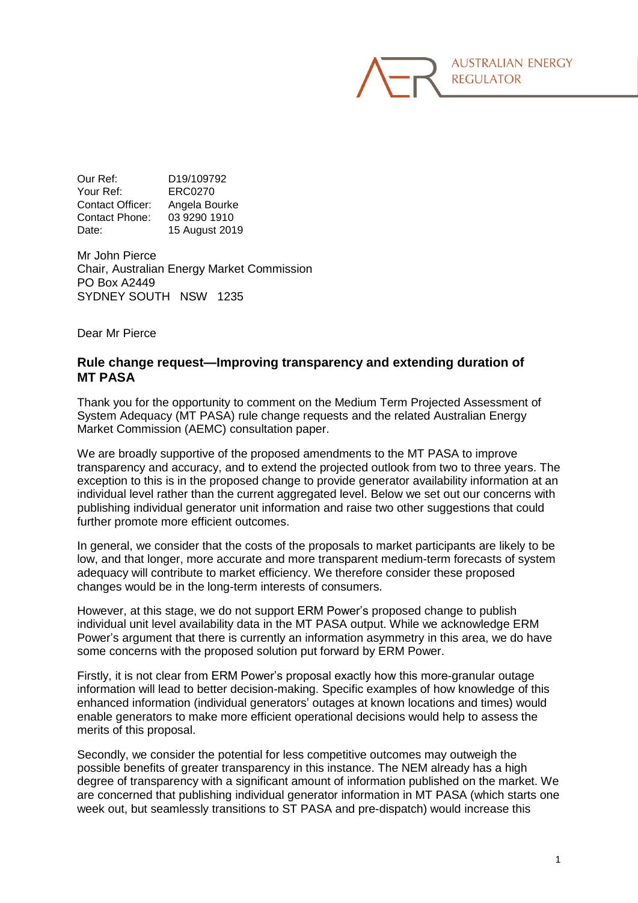AUSTRALIAN ENERGY REGULATOR

Our Ref: D19/109792
Your Ref: ERC0270
Contact Officer: Angela Bourke
Contact Phone: 03 9290 1910
Date: 15 August 2019

Mr John Pierce
Chair, Australian Energy Market Commission
PO Box A2449
SYDNEY SOUTH NSW 1235

Dear Mr Pierce

## Rule change request—Improving transparency and extending duration of MT PASA

Thank you for the opportunity to comment on the Medium Term Projected Assessment of System Adequacy (MT PASA) rule change requests and the related Australian Energy Market Commission (AEMC) consultation paper.

We are broadly supportive of the proposed amendments to the MT PASA to improve transparency and accuracy, and to extend the projected outlook from two to three years. The exception to this is in the proposed change to provide generator availability information at an individual level rather than the current aggregated level. Below we set out our concerns with publishing individual generator unit information and raise two other suggestions that could further promote more efficient outcomes.

In general, we consider that the costs of the proposals to market participants are likely to be low, and that longer, more accurate and more transparent medium-term forecasts of system adequacy will contribute to market efficiency. We therefore consider these proposed changes would be in the long-term interests of consumers.

However, at this stage, we do not support ERM Power's proposed change to publish individual unit level availability data in the MT PASA output. While we acknowledge ERM Power's argument that there is currently an information asymmetry in this area, we do have some concerns with the proposed solution put forward by ERM Power.

Firstly, it is not clear from ERM Power's proposal exactly how this more-granular outage information will lead to better decision-making. Specific examples of how knowledge of this enhanced information (individual generators' outages at known locations and times) would enable generators to make more efficient operational decisions would help to assess the merits of this proposal.

Secondly, we consider the potential for less competitive outcomes may outweigh the possible benefits of greater transparency in this instance. The NEM already has a high degree of transparency with a significant amount of information published on the market. We are concerned that publishing individual generator information in MT PASA (which starts one week out, but seamlessly transitions to ST PASA and pre-dispatch) would increase this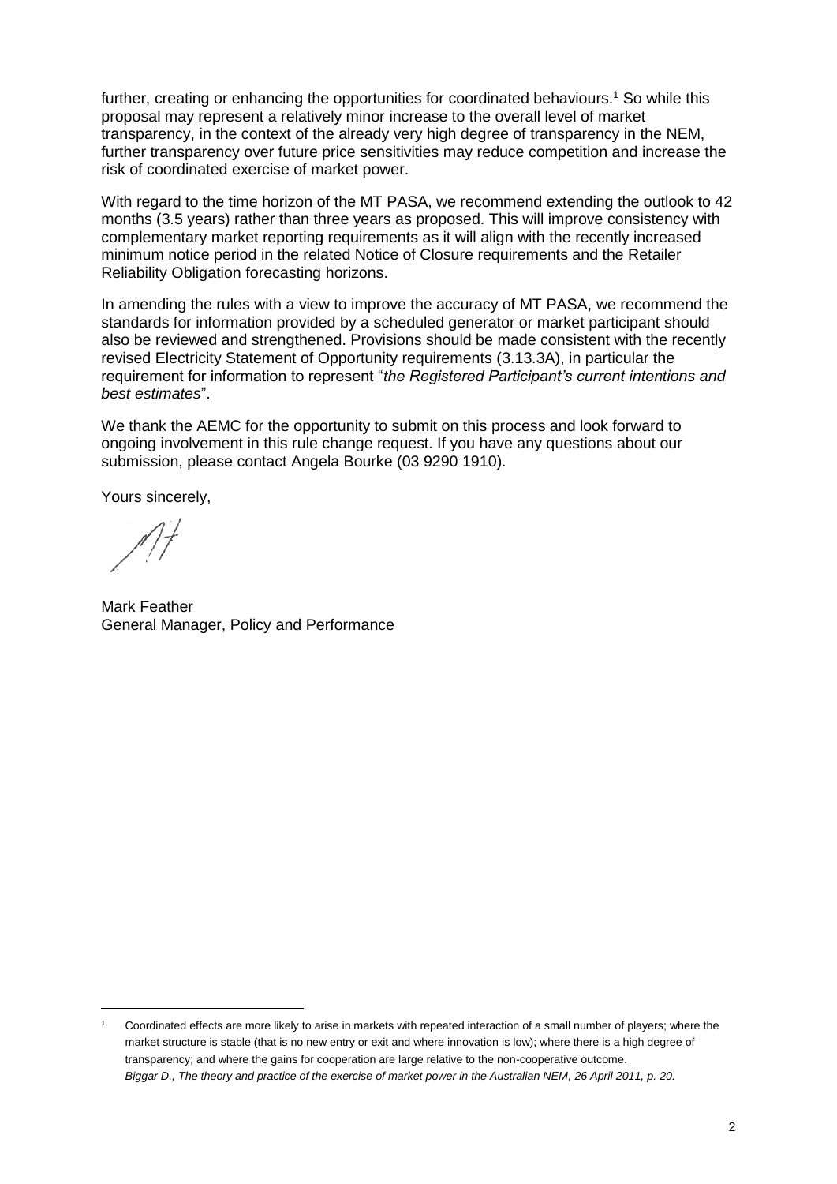further, creating or enhancing the opportunities for coordinated behaviours.[1] So while this proposal may represent a relatively minor increase to the overall level of market transparency, in the context of the already very high degree of transparency in the NEM, further transparency over future price sensitivities may reduce competition and increase the risk of coordinated exercise of market power.

With regard to the time horizon of the MT PASA, we recommend extending the outlook to 42 months (3.5 years) rather than three years as proposed. This will improve consistency with complementary market reporting requirements as it will align with the recently increased minimum notice period in the related Notice of Closure requirements and the Retailer Reliability Obligation forecasting horizons.

In amending the rules with a view to improve the accuracy of MT PASA, we recommend the standards for information provided by a scheduled generator or market participant should also be reviewed and strengthened. Provisions should be made consistent with the recently revised Electricity Statement of Opportunity requirements (3.13.3A), in particular the requirement for information to represent "*the Registered Participant's current intentions and best estimates*".

We thank the AEMC for the opportunity to submit on this process and look forward to ongoing involvement in this rule change request. If you have any questions about our submission, please contact Angela Bourke (03 9290 1910).

Yours sincerely,

Mark Feather
General Manager, Policy and Performance

---

[1] Coordinated effects are more likely to arise in markets with repeated interaction of a small number of players; where the market structure is stable (that is no new entry or exit and where innovation is low); where there is a high degree of transparency; and where the gains for cooperation are large relative to the non-cooperative outcome.
*Biggar D., The theory and practice of the exercise of market power in the Australian NEM, 26 April 2011, p. 20.*